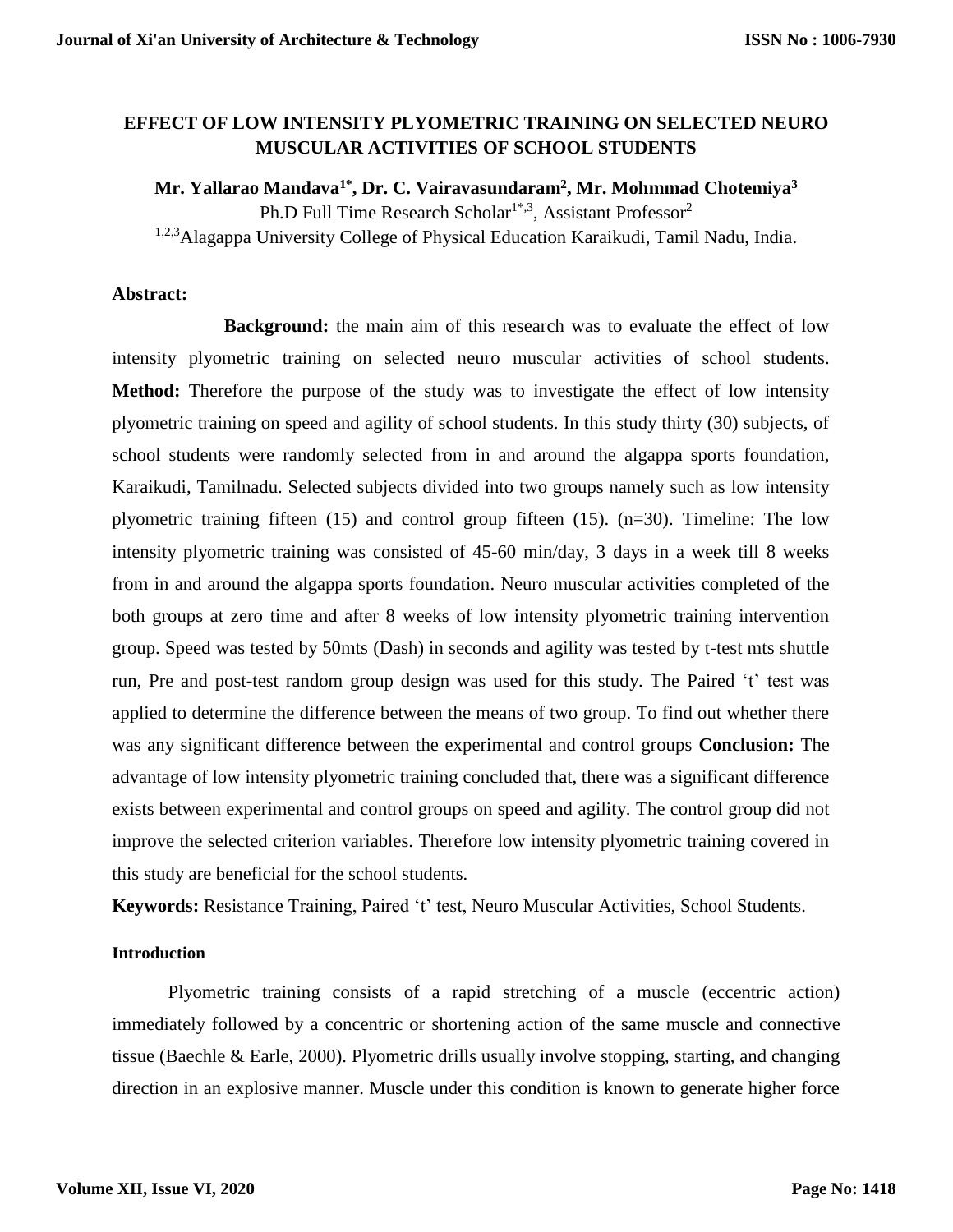# EFFECT OF LOW INTENSITY PLYOMETRIC TRAINING ON SELECTED NEURO MUSCULAR ACTIVITIES OF SCHOOL STUDENTS

**Mr. Yallarao Mandava[1*], Dr. C. Vairavasundaram[2], Mr. Mohmmad Chotemiya[3]**

Ph.D Full Time Research Scholar[1*,3], Assistant Professor[2]

[1,2,3]Alagappa University College of Physical Education Karaikudi, Tamil Nadu, India.

## Abstract:

**Background:** the main aim of this research was to evaluate the effect of low intensity plyometric training on selected neuro muscular activities of school students. **Method:** Therefore the purpose of the study was to investigate the effect of low intensity plyometric training on speed and agility of school students. In this study thirty (30) subjects, of school students were randomly selected from in and around the algappa sports foundation, Karaikudi, Tamilnadu. Selected subjects divided into two groups namely such as low intensity plyometric training fifteen (15) and control group fifteen (15). (n=30). Timeline: The low intensity plyometric training was consisted of 45-60 min/day, 3 days in a week till 8 weeks from in and around the algappa sports foundation. Neuro muscular activities completed of the both groups at zero time and after 8 weeks of low intensity plyometric training intervention group. Speed was tested by 50mts (Dash) in seconds and agility was tested by t-test mts shuttle run, Pre and post-test random group design was used for this study. The Paired 't' test was applied to determine the difference between the means of two group. To find out whether there was any significant difference between the experimental and control groups **Conclusion:** The advantage of low intensity plyometric training concluded that, there was a significant difference exists between experimental and control groups on speed and agility. The control group did not improve the selected criterion variables. Therefore low intensity plyometric training covered in this study are beneficial for the school students.

**Keywords:** Resistance Training, Paired 't' test, Neuro Muscular Activities, School Students.

## Introduction

Plyometric training consists of a rapid stretching of a muscle (eccentric action) immediately followed by a concentric or shortening action of the same muscle and connective tissue (Baechle & Earle, 2000). Plyometric drills usually involve stopping, starting, and changing direction in an explosive manner. Muscle under this condition is known to generate higher force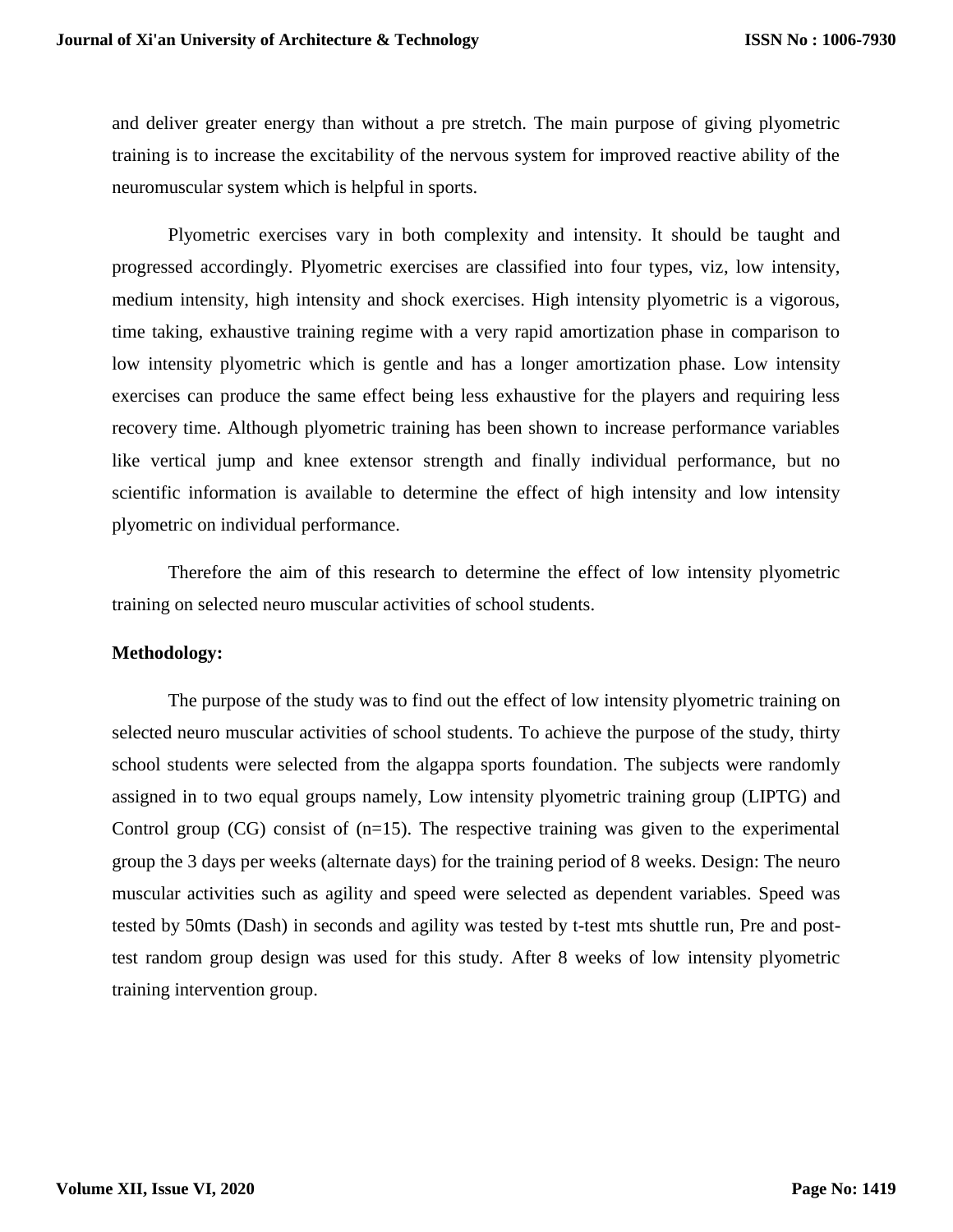and deliver greater energy than without a pre stretch. The main purpose of giving plyometric training is to increase the excitability of the nervous system for improved reactive ability of the neuromuscular system which is helpful in sports.

Plyometric exercises vary in both complexity and intensity. It should be taught and progressed accordingly. Plyometric exercises are classified into four types, viz, low intensity, medium intensity, high intensity and shock exercises. High intensity plyometric is a vigorous, time taking, exhaustive training regime with a very rapid amortization phase in comparison to low intensity plyometric which is gentle and has a longer amortization phase. Low intensity exercises can produce the same effect being less exhaustive for the players and requiring less recovery time. Although plyometric training has been shown to increase performance variables like vertical jump and knee extensor strength and finally individual performance, but no scientific information is available to determine the effect of high intensity and low intensity plyometric on individual performance.

Therefore the aim of this research to determine the effect of low intensity plyometric training on selected neuro muscular activities of school students.

**Methodology:**

The purpose of the study was to find out the effect of low intensity plyometric training on selected neuro muscular activities of school students. To achieve the purpose of the study, thirty school students were selected from the algappa sports foundation. The subjects were randomly assigned in to two equal groups namely, Low intensity plyometric training group (LIPTG) and Control group (CG) consist of (n=15). The respective training was given to the experimental group the 3 days per weeks (alternate days) for the training period of 8 weeks. Design: The neuro muscular activities such as agility and speed were selected as dependent variables. Speed was tested by 50mts (Dash) in seconds and agility was tested by t-test mts shuttle run, Pre and post-test random group design was used for this study. After 8 weeks of low intensity plyometric training intervention group.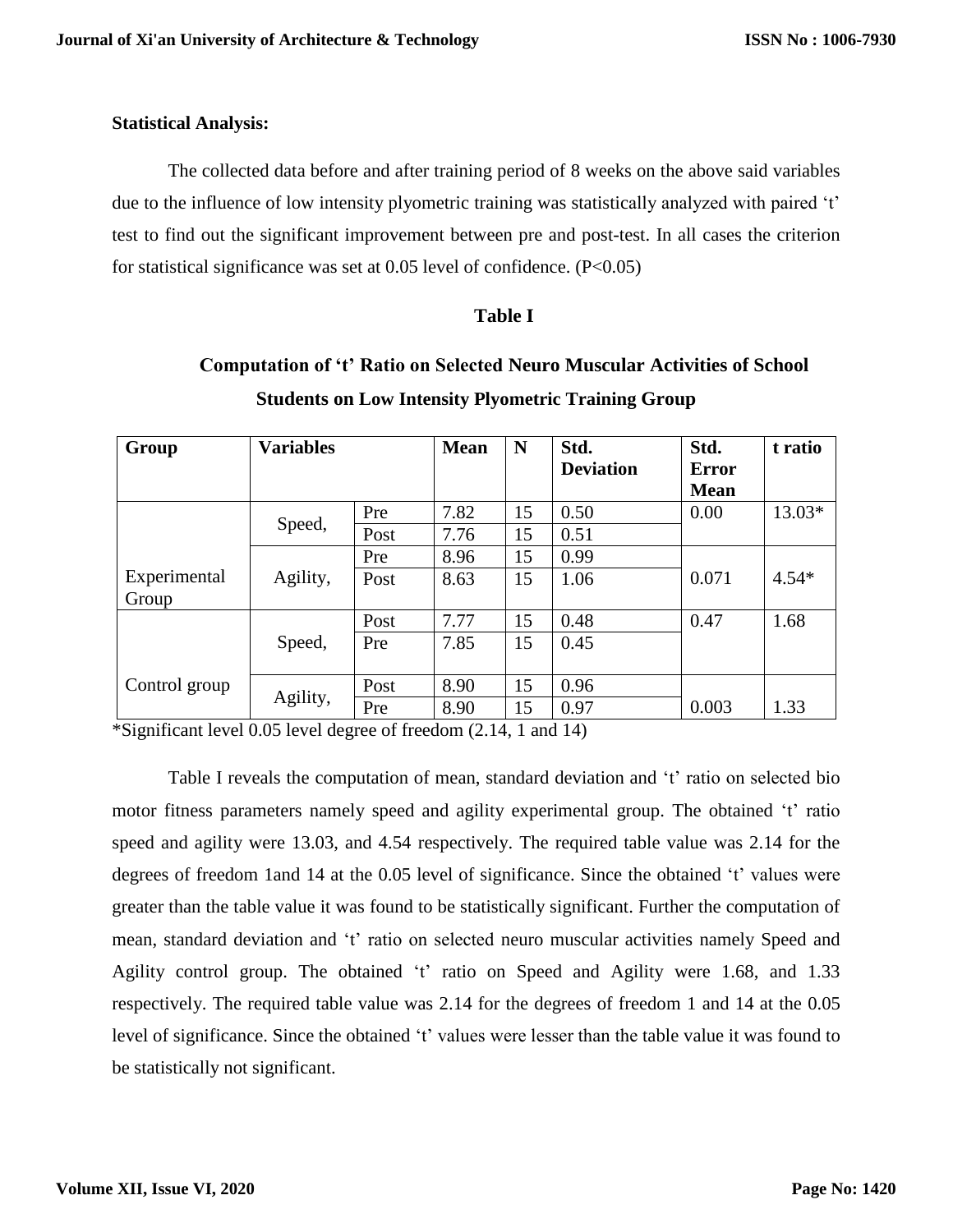**Statistical Analysis:**

The collected data before and after training period of 8 weeks on the above said variables due to the influence of low intensity plyometric training was statistically analyzed with paired 't' test to find out the significant improvement between pre and post-test. In all cases the criterion for statistical significance was set at 0.05 level of confidence. (P<0.05)

**Table I**

**Computation of 't' Ratio on Selected Neuro Muscular Activities of School Students on Low Intensity Plyometric Training Group**

| Group | Variables | | Mean | N | Std. Deviation | Std. Error Mean | t ratio |
|---|---|---|---|---|---|---|---|
| Experimental Group | Speed, | Pre | 7.82 | 15 | 0.50 | 0.00 | 13.03* |
| | | Post | 7.76 | 15 | 0.51 | | |
| | Agility, | Pre | 8.96 | 15 | 0.99 | 0.071 | 4.54* |
| | | Post | 8.63 | 15 | 1.06 | | |
| Control group | Speed, | Post | 7.77 | 15 | 0.48 | 0.47 | 1.68 |
| | | Pre | 7.85 | 15 | 0.45 | | |
| | Agility, | Post | 8.90 | 15 | 0.96 | 0.003 | 1.33 |
| | | Pre | 8.90 | 15 | 0.97 | | |

*Significant level 0.05 level degree of freedom (2.14, 1 and 14)

Table I reveals the computation of mean, standard deviation and 't' ratio on selected bio motor fitness parameters namely speed and agility experimental group. The obtained 't' ratio speed and agility were 13.03, and 4.54 respectively. The required table value was 2.14 for the degrees of freedom 1and 14 at the 0.05 level of significance. Since the obtained 't' values were greater than the table value it was found to be statistically significant. Further the computation of mean, standard deviation and 't' ratio on selected neuro muscular activities namely Speed and Agility control group. The obtained 't' ratio on Speed and Agility were 1.68, and 1.33 respectively. The required table value was 2.14 for the degrees of freedom 1 and 14 at the 0.05 level of significance. Since the obtained 't' values were lesser than the table value it was found to be statistically not significant.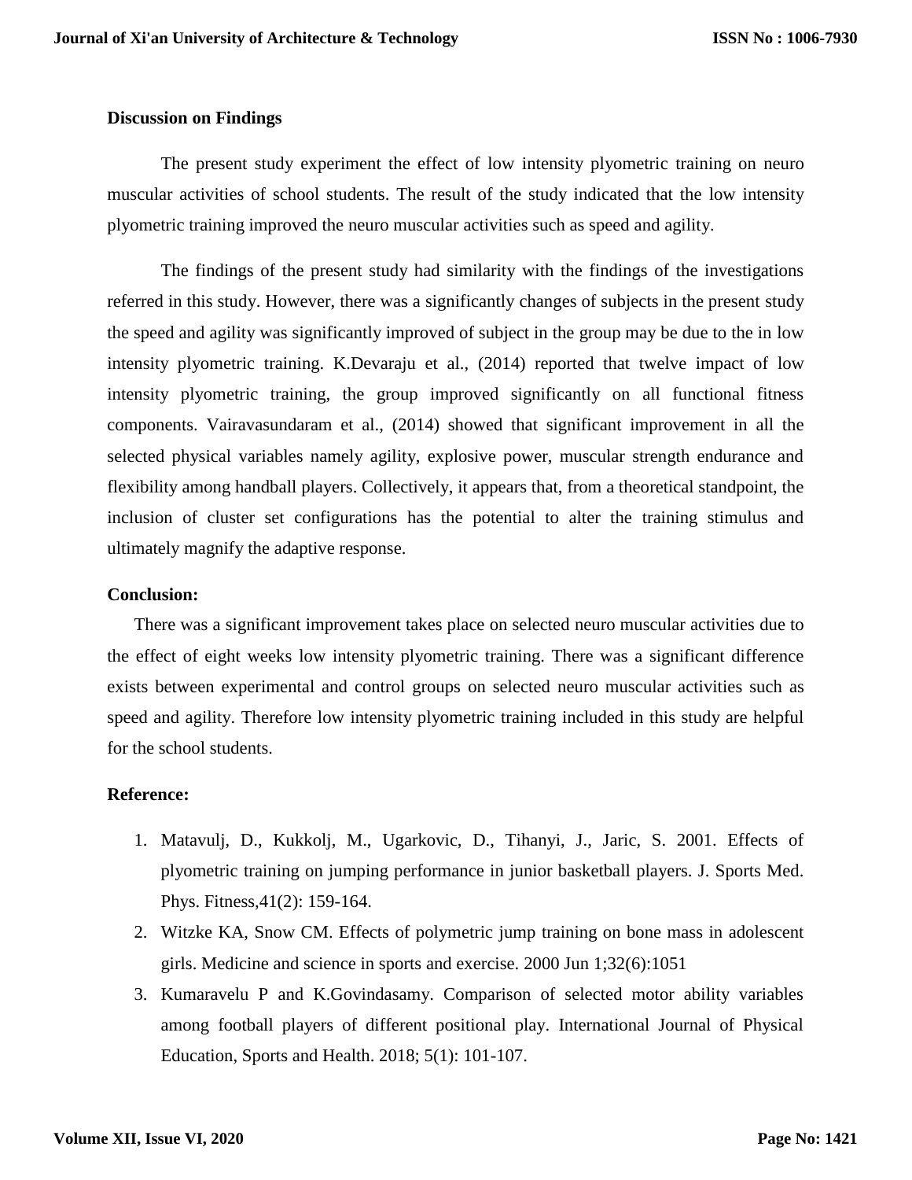**Discussion on Findings**

The present study experiment the effect of low intensity plyometric training on neuro muscular activities of school students. The result of the study indicated that the low intensity plyometric training improved the neuro muscular activities such as speed and agility.

The findings of the present study had similarity with the findings of the investigations referred in this study. However, there was a significantly changes of subjects in the present study the speed and agility was significantly improved of subject in the group may be due to the in low intensity plyometric training. K.Devaraju et al., (2014) reported that twelve impact of low intensity plyometric training, the group improved significantly on all functional fitness components. Vairavasundaram et al., (2014) showed that significant improvement in all the selected physical variables namely agility, explosive power, muscular strength endurance and flexibility among handball players. Collectively, it appears that, from a theoretical standpoint, the inclusion of cluster set configurations has the potential to alter the training stimulus and ultimately magnify the adaptive response.

**Conclusion:**

There was a significant improvement takes place on selected neuro muscular activities due to the effect of eight weeks low intensity plyometric training. There was a significant difference exists between experimental and control groups on selected neuro muscular activities such as speed and agility. Therefore low intensity plyometric training included in this study are helpful for the school students.

**Reference:**

1. Matavulj, D., Kukkolj, M., Ugarkovic, D., Tihanyi, J., Jaric, S. 2001. Effects of plyometric training on jumping performance in junior basketball players. J. Sports Med. Phys. Fitness,41(2): 159-164.
2. Witzke KA, Snow CM. Effects of polymetric jump training on bone mass in adolescent girls. Medicine and science in sports and exercise. 2000 Jun 1;32(6):1051
3. Kumaravelu P and K.Govindasamy. Comparison of selected motor ability variables among football players of different positional play. International Journal of Physical Education, Sports and Health. 2018; 5(1): 101-107.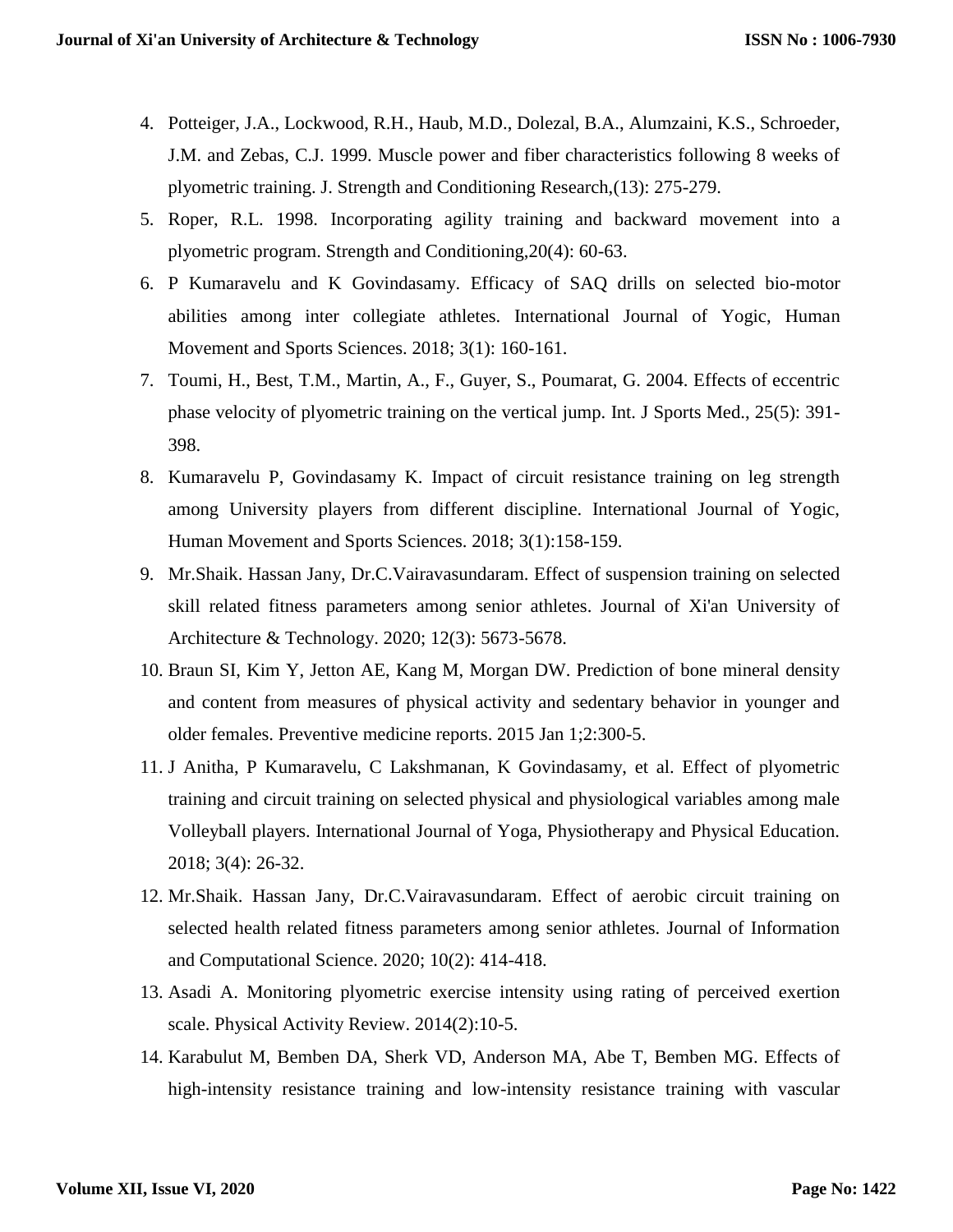4. Potteiger, J.A., Lockwood, R.H., Haub, M.D., Dolezal, B.A., Alumzaini, K.S., Schroeder, J.M. and Zebas, C.J. 1999. Muscle power and fiber characteristics following 8 weeks of plyometric training. J. Strength and Conditioning Research,(13): 275-279.
5. Roper, R.L. 1998. Incorporating agility training and backward movement into a plyometric program. Strength and Conditioning,20(4): 60-63.
6. P Kumaravelu and K Govindasamy. Efficacy of SAQ drills on selected bio-motor abilities among inter collegiate athletes. International Journal of Yogic, Human Movement and Sports Sciences. 2018; 3(1): 160-161.
7. Toumi, H., Best, T.M., Martin, A., F., Guyer, S., Poumarat, G. 2004. Effects of eccentric phase velocity of plyometric training on the vertical jump. Int. J Sports Med., 25(5): 391-398.
8. Kumaravelu P, Govindasamy K. Impact of circuit resistance training on leg strength among University players from different discipline. International Journal of Yogic, Human Movement and Sports Sciences. 2018; 3(1):158-159.
9. Mr.Shaik. Hassan Jany, Dr.C.Vairavasundaram. Effect of suspension training on selected skill related fitness parameters among senior athletes. Journal of Xi'an University of Architecture & Technology. 2020; 12(3): 5673-5678.
10. Braun SI, Kim Y, Jetton AE, Kang M, Morgan DW. Prediction of bone mineral density and content from measures of physical activity and sedentary behavior in younger and older females. Preventive medicine reports. 2015 Jan 1;2:300-5.
11. J Anitha, P Kumaravelu, C Lakshmanan, K Govindasamy, et al. Effect of plyometric training and circuit training on selected physical and physiological variables among male Volleyball players. International Journal of Yoga, Physiotherapy and Physical Education. 2018; 3(4): 26-32.
12. Mr.Shaik. Hassan Jany, Dr.C.Vairavasundaram. Effect of aerobic circuit training on selected health related fitness parameters among senior athletes. Journal of Information and Computational Science. 2020; 10(2): 414-418.
13. Asadi A. Monitoring plyometric exercise intensity using rating of perceived exertion scale. Physical Activity Review. 2014(2):10-5.
14. Karabulut M, Bemben DA, Sherk VD, Anderson MA, Abe T, Bemben MG. Effects of high-intensity resistance training and low-intensity resistance training with vascular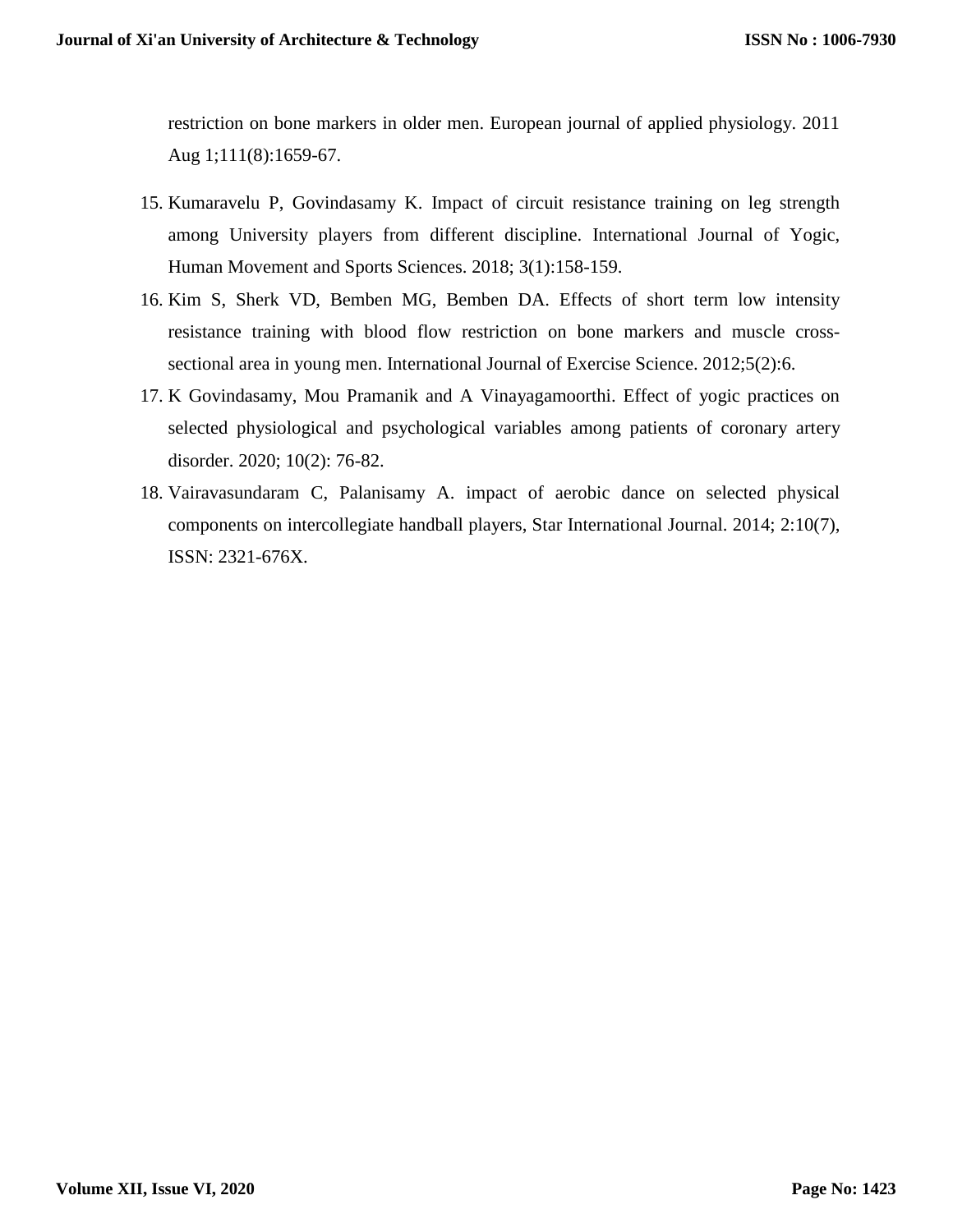restriction on bone markers in older men. European journal of applied physiology. 2011 Aug 1;111(8):1659-67.

15. Kumaravelu P, Govindasamy K. Impact of circuit resistance training on leg strength among University players from different discipline. International Journal of Yogic, Human Movement and Sports Sciences. 2018; 3(1):158-159.
16. Kim S, Sherk VD, Bemben MG, Bemben DA. Effects of short term low intensity resistance training with blood flow restriction on bone markers and muscle cross-sectional area in young men. International Journal of Exercise Science. 2012;5(2):6.
17. K Govindasamy, Mou Pramanik and A Vinayagamoorthi. Effect of yogic practices on selected physiological and psychological variables among patients of coronary artery disorder. 2020; 10(2): 76-82.
18. Vairavasundaram C, Palanisamy A. impact of aerobic dance on selected physical components on intercollegiate handball players, Star International Journal. 2014; 2:10(7), ISSN: 2321-676X.